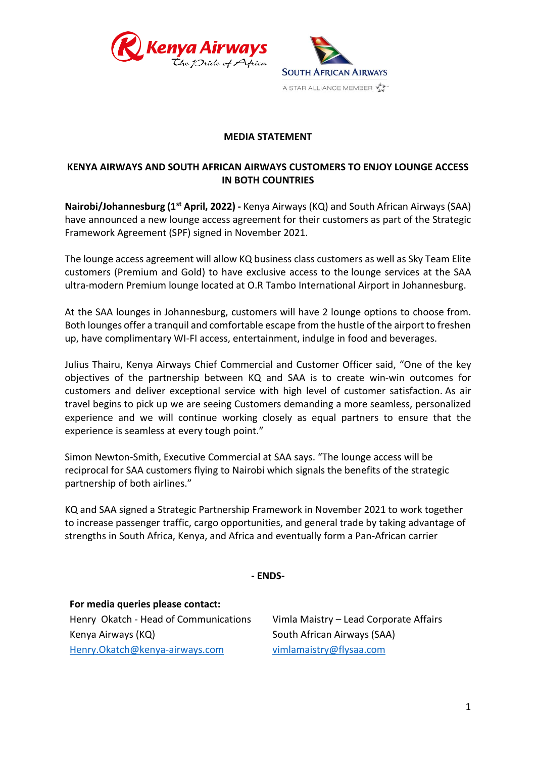## MEDIA STATEMENT

## KENYA AIRWAYS AND SOUTH AFRICAN AIRWAYS CUSTOMERS TO ENJOY LOUNGE ACCESS IN BOTH COUNTRIES

**Nairobi/Johannesburg (1st April, 2022) -** Kenya Airways (KQ) and South African Airways (SAA) have announced a new lounge access agreement for their customers as part of the Strategic Framework Agreement (SPF) signed in November 2021.

The lounge access agreement will allow KQ business class customers as well as Sky Team Elite customers (Premium and Gold) to have exclusive access to the lounge services at the SAA ultra-modern Premium lounge located at O.R Tambo International Airport in Johannesburg.

At the SAA lounges in Johannesburg, customers will have 2 lounge options to choose from. Both lounges offer a tranquil and comfortable escape from the hustle of the airport to freshen up, have complimentary WI-FI access, entertainment, indulge in food and beverages.

Julius Thairu, Kenya Airways Chief Commercial and Customer Officer said, "One of the key objectives of the partnership between KQ and SAA is to create win-win outcomes for customers and deliver exceptional service with high level of customer satisfaction. As air travel begins to pick up we are seeing Customers demanding a more seamless, personalized experience and we will continue working closely as equal partners to ensure that the experience is seamless at every tough point."

Simon Newton-Smith, Executive Commercial at SAA says. "The lounge access will be reciprocal for SAA customers flying to Nairobi which signals the benefits of the strategic partnership of both airlines."

KQ and SAA signed a Strategic Partnership Framework in November 2021 to work together to increase passenger traffic, cargo opportunities, and general trade by taking advantage of strengths in South Africa, Kenya, and Africa and eventually form a Pan-African carrier

**- ENDS-**

**For media queries please contact:**

Henry Okatch - Head of Communications
Kenya Airways (KQ)
Henry.Okatch@kenya-airways.com

Vimla Maistry – Lead Corporate Affairs
South African Airways (SAA)
vimlamaistry@flysaa.com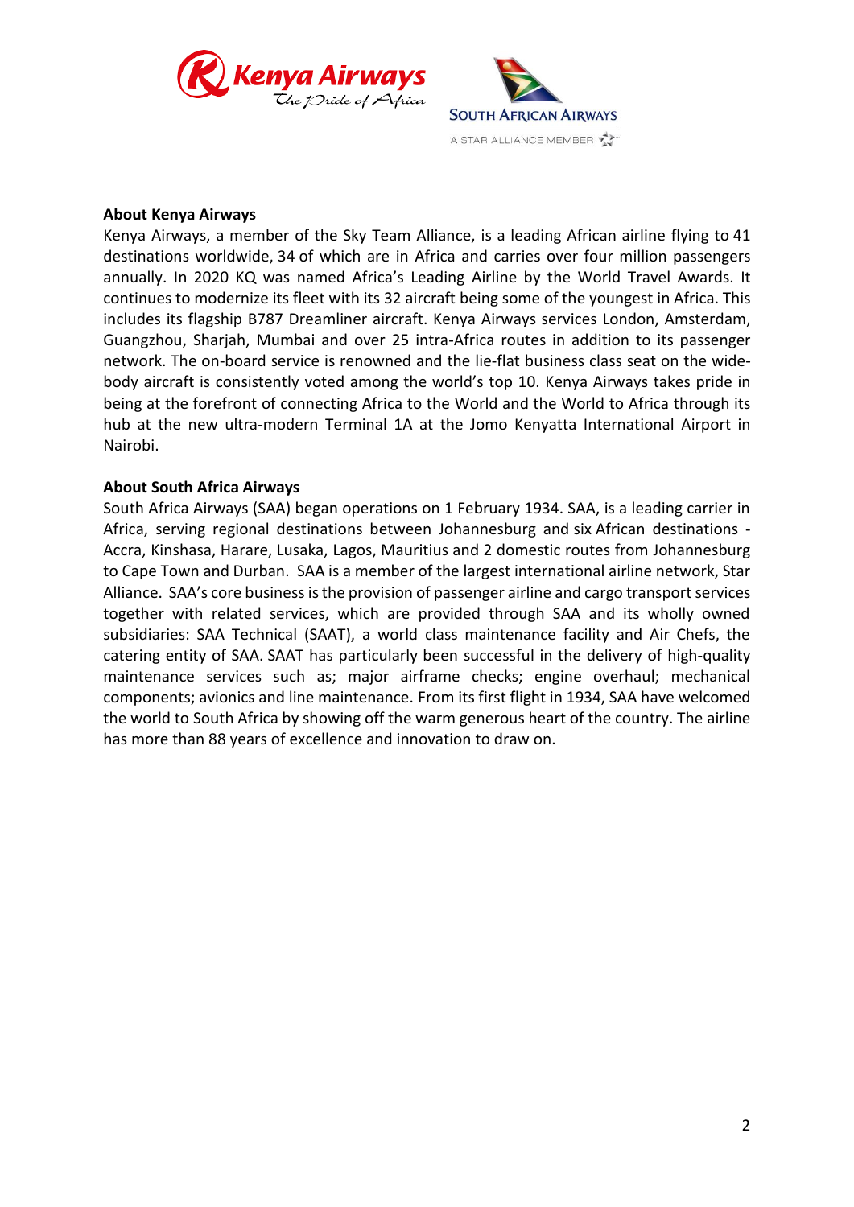**About Kenya Airways**

Kenya Airways, a member of the Sky Team Alliance, is a leading African airline flying to 41 destinations worldwide, 34 of which are in Africa and carries over four million passengers annually. In 2020 KQ was named Africa's Leading Airline by the World Travel Awards. It continues to modernize its fleet with its 32 aircraft being some of the youngest in Africa. This includes its flagship B787 Dreamliner aircraft. Kenya Airways services London, Amsterdam, Guangzhou, Sharjah, Mumbai and over 25 intra-Africa routes in addition to its passenger network. The on-board service is renowned and the lie-flat business class seat on the wide-body aircraft is consistently voted among the world's top 10. Kenya Airways takes pride in being at the forefront of connecting Africa to the World and the World to Africa through its hub at the new ultra-modern Terminal 1A at the Jomo Kenyatta International Airport in Nairobi.

**About South Africa Airways**

South Africa Airways (SAA) began operations on 1 February 1934. SAA, is a leading carrier in Africa, serving regional destinations between Johannesburg and six African destinations - Accra, Kinshasa, Harare, Lusaka, Lagos, Mauritius and 2 domestic routes from Johannesburg to Cape Town and Durban. SAA is a member of the largest international airline network, Star Alliance. SAA's core business is the provision of passenger airline and cargo transport services together with related services, which are provided through SAA and its wholly owned subsidiaries: SAA Technical (SAAT), a world class maintenance facility and Air Chefs, the catering entity of SAA. SAAT has particularly been successful in the delivery of high-quality maintenance services such as; major airframe checks; engine overhaul; mechanical components; avionics and line maintenance. From its first flight in 1934, SAA have welcomed the world to South Africa by showing off the warm generous heart of the country. The airline has more than 88 years of excellence and innovation to draw on.